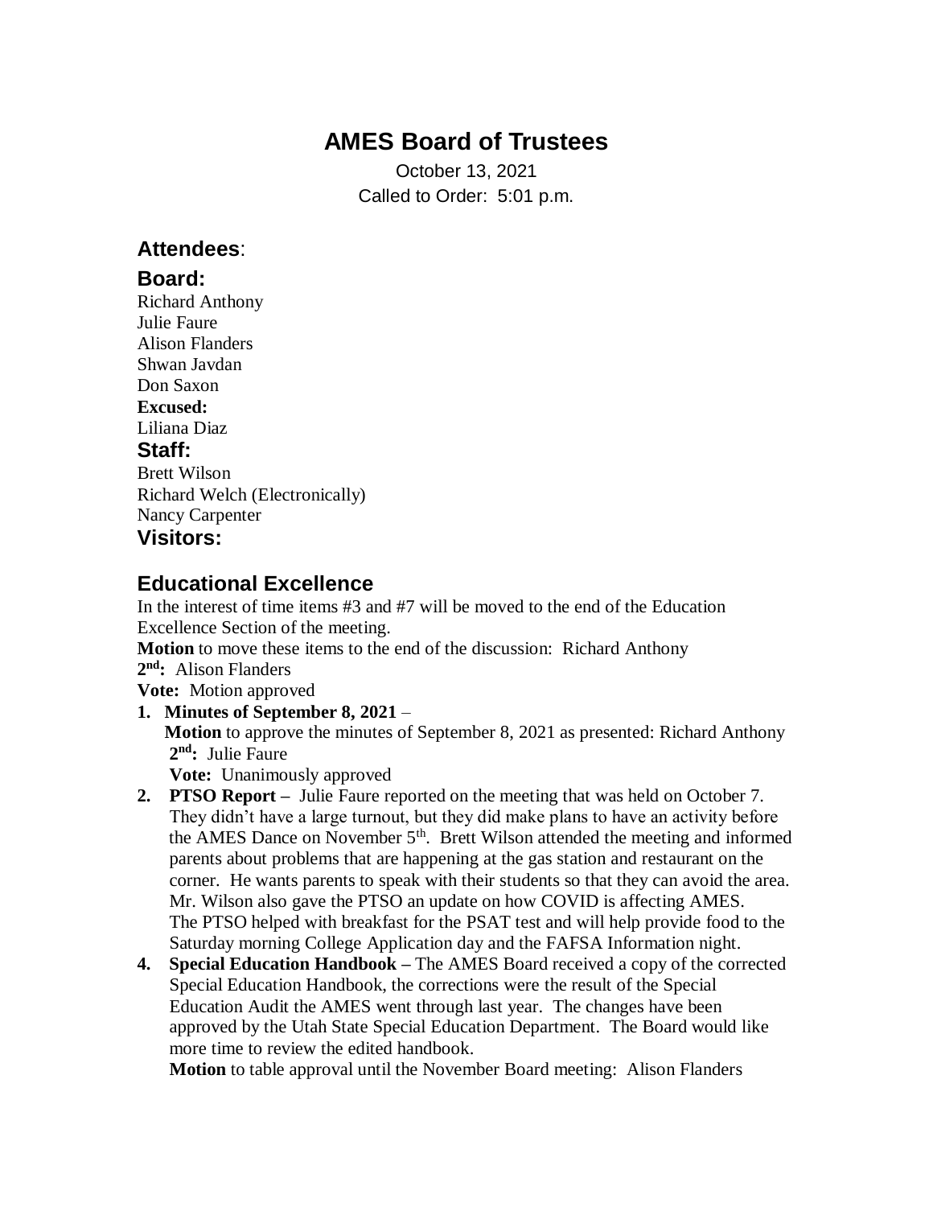# AMES Board of Trustees

October 13, 2021
Called to Order: 5:01 p.m.

## Attendees:

### Board:

Richard Anthony
Julie Faure
Alison Flanders
Shwan Javdan
Don Saxon

**Excused:**
Liliana Diaz

### Staff:

Brett Wilson
Richard Welch (Electronically)
Nancy Carpenter

### Visitors:

## Educational Excellence

In the interest of time items #3 and #7 will be moved to the end of the Education Excellence Section of the meeting.

**Motion** to move these items to the end of the discussion: Richard Anthony
**2nd:** Alison Flanders
**Vote:** Motion approved

1. **Minutes of September 8, 2021** –
   **Motion** to approve the minutes of September 8, 2021 as presented: Richard Anthony
   **2nd:** Julie Faure
   **Vote:** Unanimously approved
2. **PTSO Report –** Julie Faure reported on the meeting that was held on October 7. They didn't have a large turnout, but they did make plans to have an activity before the AMES Dance on November 5th. Brett Wilson attended the meeting and informed parents about problems that are happening at the gas station and restaurant on the corner. He wants parents to speak with their students so that they can avoid the area. Mr. Wilson also gave the PTSO an update on how COVID is affecting AMES. The PTSO helped with breakfast for the PSAT test and will help provide food to the Saturday morning College Application day and the FAFSA Information night.
4. **Special Education Handbook –** The AMES Board received a copy of the corrected Special Education Handbook, the corrections were the result of the Special Education Audit the AMES went through last year. The changes have been approved by the Utah State Special Education Department. The Board would like more time to review the edited handbook.
   **Motion** to table approval until the November Board meeting: Alison Flanders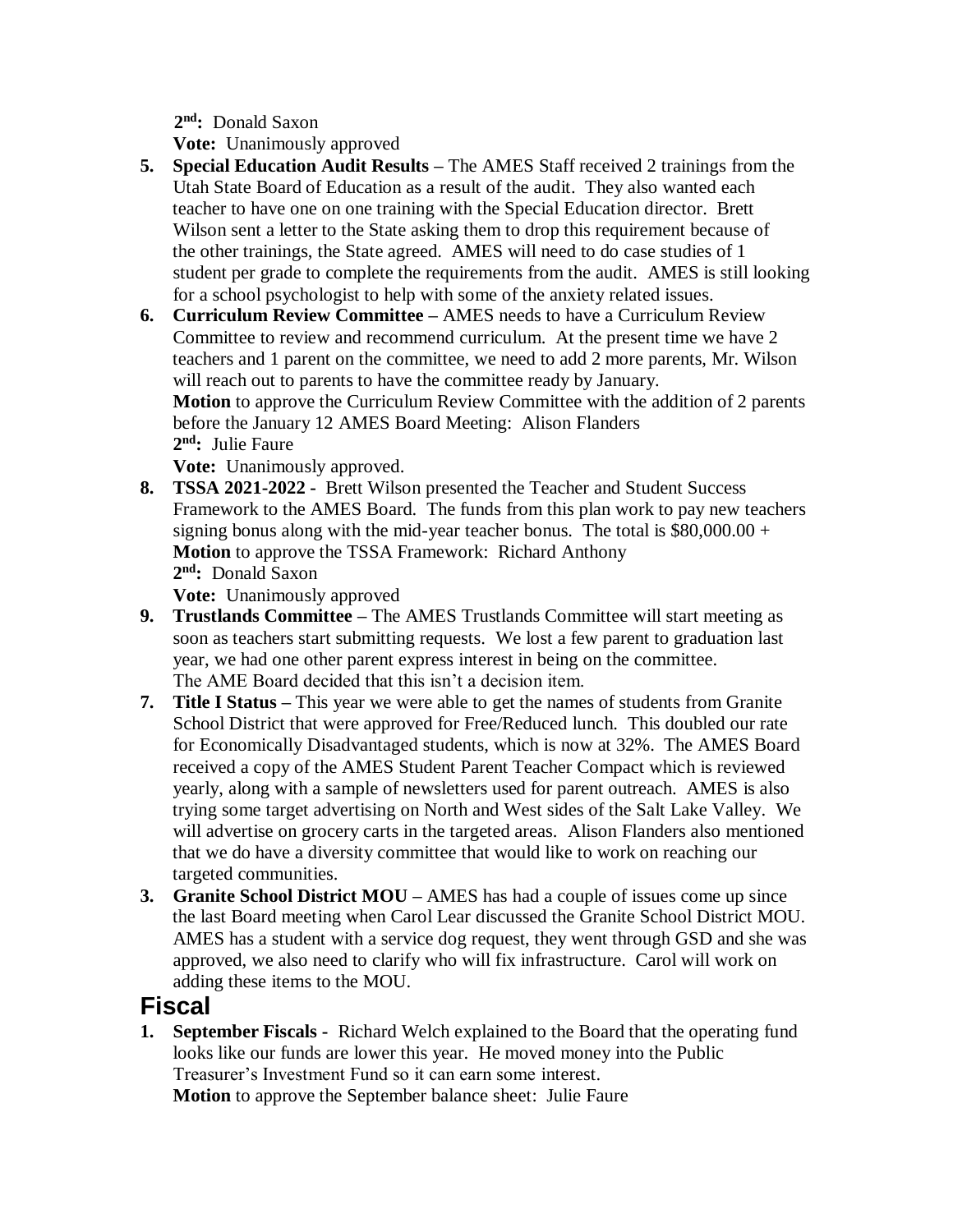**2nd:** Donald Saxon

**Vote:** Unanimously approved

5. **Special Education Audit Results –** The AMES Staff received 2 trainings from the Utah State Board of Education as a result of the audit. They also wanted each teacher to have one on one training with the Special Education director. Brett Wilson sent a letter to the State asking them to drop this requirement because of the other trainings, the State agreed. AMES will need to do case studies of 1 student per grade to complete the requirements from the audit. AMES is still looking for a school psychologist to help with some of the anxiety related issues.
6. **Curriculum Review Committee –** AMES needs to have a Curriculum Review Committee to review and recommend curriculum. At the present time we have 2 teachers and 1 parent on the committee, we need to add 2 more parents, Mr. Wilson will reach out to parents to have the committee ready by January.
   **Motion** to approve the Curriculum Review Committee with the addition of 2 parents before the January 12 AMES Board Meeting: Alison Flanders
   **2nd:** Julie Faure
   **Vote:** Unanimously approved.
8. **TSSA 2021-2022 -** Brett Wilson presented the Teacher and Student Success Framework to the AMES Board. The funds from this plan work to pay new teachers signing bonus along with the mid-year teacher bonus. The total is $80,000.00 +
   **Motion** to approve the TSSA Framework: Richard Anthony
   **2nd:** Donald Saxon
   **Vote:** Unanimously approved
9. **Trustlands Committee –** The AMES Trustlands Committee will start meeting as soon as teachers start submitting requests. We lost a few parent to graduation last year, we had one other parent express interest in being on the committee. The AME Board decided that this isn't a decision item.
7. **Title I Status –** This year we were able to get the names of students from Granite School District that were approved for Free/Reduced lunch. This doubled our rate for Economically Disadvantaged students, which is now at 32%. The AMES Board received a copy of the AMES Student Parent Teacher Compact which is reviewed yearly, along with a sample of newsletters used for parent outreach. AMES is also trying some target advertising on North and West sides of the Salt Lake Valley. We will advertise on grocery carts in the targeted areas. Alison Flanders also mentioned that we do have a diversity committee that would like to work on reaching our targeted communities.
3. **Granite School District MOU –** AMES has had a couple of issues come up since the last Board meeting when Carol Lear discussed the Granite School District MOU. AMES has a student with a service dog request, they went through GSD and she was approved, we also need to clarify who will fix infrastructure. Carol will work on adding these items to the MOU.

## Fiscal

1. **September Fiscals -** Richard Welch explained to the Board that the operating fund looks like our funds are lower this year. He moved money into the Public Treasurer's Investment Fund so it can earn some interest.
   **Motion** to approve the September balance sheet: Julie Faure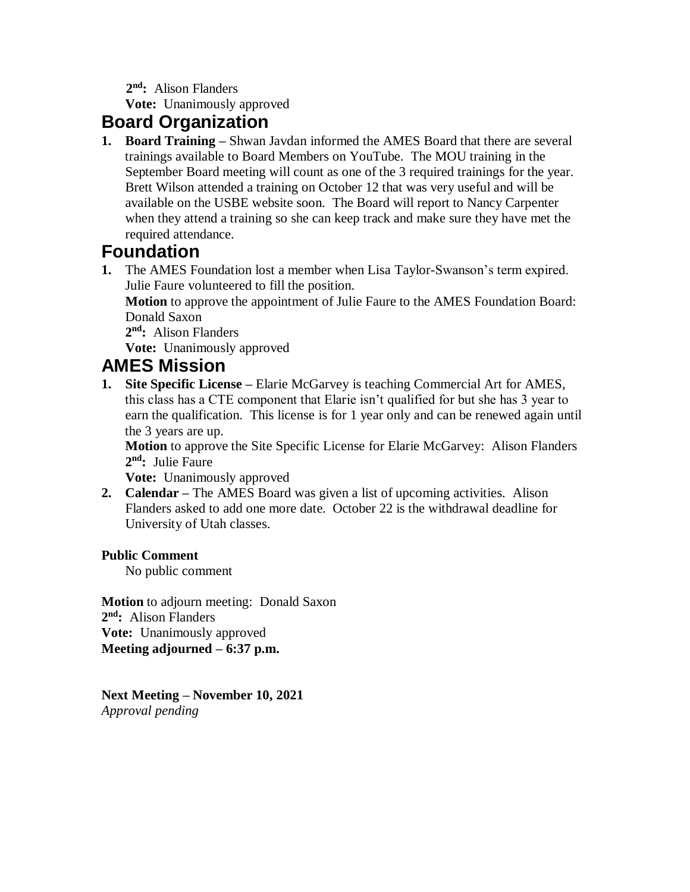**2nd:** Alison Flanders
**Vote:** Unanimously approved

## Board Organization

1. **Board Training –** Shwan Javdan informed the AMES Board that there are several trainings available to Board Members on YouTube. The MOU training in the September Board meeting will count as one of the 3 required trainings for the year. Brett Wilson attended a training on October 12 that was very useful and will be available on the USBE website soon. The Board will report to Nancy Carpenter when they attend a training so she can keep track and make sure they have met the required attendance.

## Foundation

1. The AMES Foundation lost a member when Lisa Taylor-Swanson's term expired. Julie Faure volunteered to fill the position.
   **Motion** to approve the appointment of Julie Faure to the AMES Foundation Board: Donald Saxon
   **2nd:** Alison Flanders
   **Vote:** Unanimously approved

## AMES Mission

1. **Site Specific License –** Elarie McGarvey is teaching Commercial Art for AMES, this class has a CTE component that Elarie isn't qualified for but she has 3 year to earn the qualification. This license is for 1 year only and can be renewed again until the 3 years are up.
   **Motion** to approve the Site Specific License for Elarie McGarvey: Alison Flanders
   **2nd:** Julie Faure
   **Vote:** Unanimously approved
2. **Calendar –** The AMES Board was given a list of upcoming activities. Alison Flanders asked to add one more date. October 22 is the withdrawal deadline for University of Utah classes.

**Public Comment**

No public comment

**Motion** to adjourn meeting: Donald Saxon
**2nd:** Alison Flanders
**Vote:** Unanimously approved
**Meeting adjourned – 6:37 p.m.**

**Next Meeting – November 10, 2021**
*Approval pending*